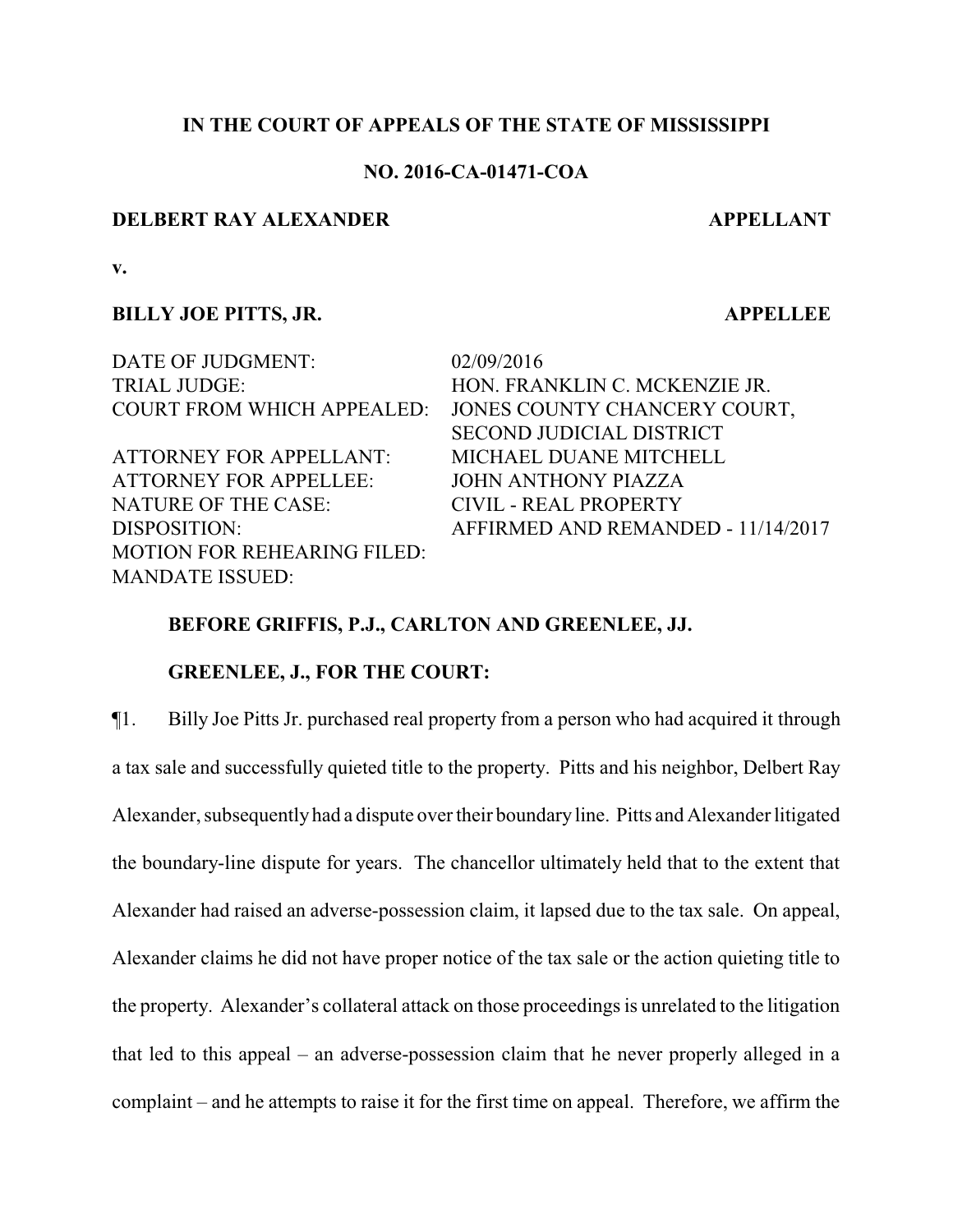**IN THE COURT OF APPEALS OF THE STATE OF MISSISSIPPI**

**NO. 2016-CA-01471-COA**

**DELBERT RAY ALEXANDER** **APPELLANT**

**v.**

**BILLY JOE PITTS, JR.** **APPELLEE**

| | |
|---|---|
| DATE OF JUDGMENT: | 02/09/2016 |
| TRIAL JUDGE: | HON. FRANKLIN C. MCKENZIE JR. |
| COURT FROM WHICH APPEALED: | JONES COUNTY CHANCERY COURT, SECOND JUDICIAL DISTRICT |
| ATTORNEY FOR APPELLANT: | MICHAEL DUANE MITCHELL |
| ATTORNEY FOR APPELLEE: | JOHN ANTHONY PIAZZA |
| NATURE OF THE CASE: | CIVIL - REAL PROPERTY |
| DISPOSITION: | AFFIRMED AND REMANDED - 11/14/2017 |
| MOTION FOR REHEARING FILED: | |
| MANDATE ISSUED: | |

**BEFORE GRIFFIS, P.J., CARLTON AND GREENLEE, JJ.**

**GREENLEE, J., FOR THE COURT:**

¶1. Billy Joe Pitts Jr. purchased real property from a person who had acquired it through a tax sale and successfully quieted title to the property. Pitts and his neighbor, Delbert Ray Alexander, subsequently had a dispute over their boundary line. Pitts and Alexander litigated the boundary-line dispute for years. The chancellor ultimately held that to the extent that Alexander had raised an adverse-possession claim, it lapsed due to the tax sale. On appeal, Alexander claims he did not have proper notice of the tax sale or the action quieting title to the property. Alexander's collateral attack on those proceedings is unrelated to the litigation that led to this appeal – an adverse-possession claim that he never properly alleged in a complaint – and he attempts to raise it for the first time on appeal. Therefore, we affirm the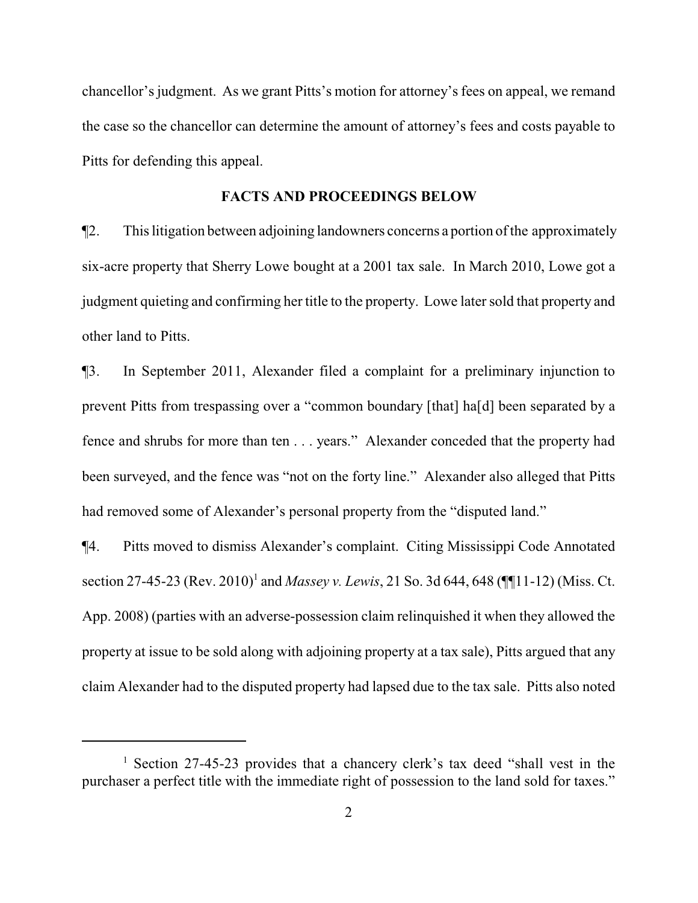chancellor's judgment. As we grant Pitts's motion for attorney's fees on appeal, we remand the case so the chancellor can determine the amount of attorney's fees and costs payable to Pitts for defending this appeal.

**FACTS AND PROCEEDINGS BELOW**

¶2. This litigation between adjoining landowners concerns a portion of the approximately six-acre property that Sherry Lowe bought at a 2001 tax sale. In March 2010, Lowe got a judgment quieting and confirming her title to the property. Lowe later sold that property and other land to Pitts.

¶3. In September 2011, Alexander filed a complaint for a preliminary injunction to prevent Pitts from trespassing over a "common boundary [that] ha[d] been separated by a fence and shrubs for more than ten . . . years." Alexander conceded that the property had been surveyed, and the fence was "not on the forty line." Alexander also alleged that Pitts had removed some of Alexander's personal property from the "disputed land."

¶4. Pitts moved to dismiss Alexander's complaint. Citing Mississippi Code Annotated section 27-45-23 (Rev. 2010)[1] and *Massey v. Lewis*, 21 So. 3d 644, 648 (¶¶11-12) (Miss. Ct. App. 2008) (parties with an adverse-possession claim relinquished it when they allowed the property at issue to be sold along with adjoining property at a tax sale), Pitts argued that any claim Alexander had to the disputed property had lapsed due to the tax sale. Pitts also noted

[1] Section 27-45-23 provides that a chancery clerk's tax deed "shall vest in the purchaser a perfect title with the immediate right of possession to the land sold for taxes."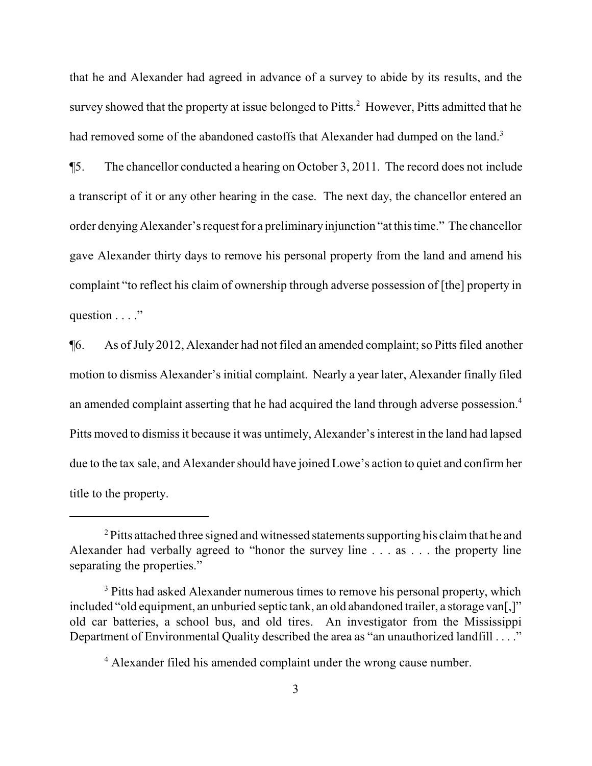that he and Alexander had agreed in advance of a survey to abide by its results, and the survey showed that the property at issue belonged to Pitts.[2] However, Pitts admitted that he had removed some of the abandoned castoffs that Alexander had dumped on the land.[3]

¶5. The chancellor conducted a hearing on October 3, 2011. The record does not include a transcript of it or any other hearing in the case. The next day, the chancellor entered an order denying Alexander's request for a preliminary injunction "at this time." The chancellor gave Alexander thirty days to remove his personal property from the land and amend his complaint "to reflect his claim of ownership through adverse possession of [the] property in question . . . ."

¶6. As of July 2012, Alexander had not filed an amended complaint; so Pitts filed another motion to dismiss Alexander's initial complaint. Nearly a year later, Alexander finally filed an amended complaint asserting that he had acquired the land through adverse possession.[4] Pitts moved to dismiss it because it was untimely, Alexander's interest in the land had lapsed due to the tax sale, and Alexander should have joined Lowe's action to quiet and confirm her title to the property.

---

[2] Pitts attached three signed and witnessed statements supporting his claim that he and Alexander had verbally agreed to "honor the survey line . . . as . . . the property line separating the properties."

[3] Pitts had asked Alexander numerous times to remove his personal property, which included "old equipment, an unburied septic tank, an old abandoned trailer, a storage van[,]" old car batteries, a school bus, and old tires. An investigator from the Mississippi Department of Environmental Quality described the area as "an unauthorized landfill . . . ."

[4] Alexander filed his amended complaint under the wrong cause number.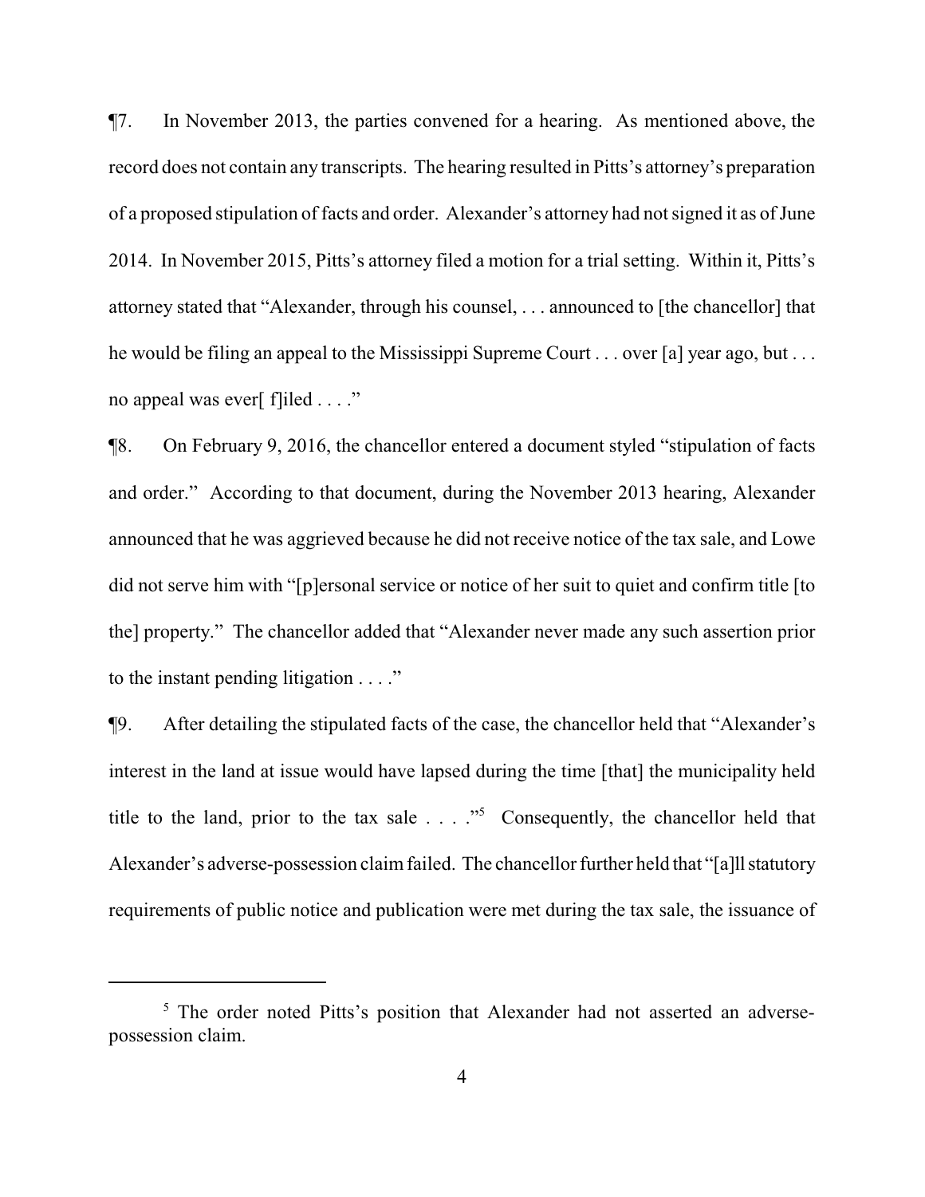¶7. In November 2013, the parties convened for a hearing. As mentioned above, the record does not contain any transcripts. The hearing resulted in Pitts's attorney's preparation of a proposed stipulation of facts and order. Alexander's attorney had not signed it as of June 2014. In November 2015, Pitts's attorney filed a motion for a trial setting. Within it, Pitts's attorney stated that "Alexander, through his counsel, . . . announced to [the chancellor] that he would be filing an appeal to the Mississippi Supreme Court . . . over [a] year ago, but . . . no appeal was ever[ f]iled . . . ."

¶8. On February 9, 2016, the chancellor entered a document styled "stipulation of facts and order." According to that document, during the November 2013 hearing, Alexander announced that he was aggrieved because he did not receive notice of the tax sale, and Lowe did not serve him with "[p]ersonal service or notice of her suit to quiet and confirm title [to the] property." The chancellor added that "Alexander never made any such assertion prior to the instant pending litigation . . . ."

¶9. After detailing the stipulated facts of the case, the chancellor held that "Alexander's interest in the land at issue would have lapsed during the time [that] the municipality held title to the land, prior to the tax sale . . . ."[5] Consequently, the chancellor held that Alexander's adverse-possession claim failed. The chancellor further held that "[a]ll statutory requirements of public notice and publication were met during the tax sale, the issuance of

---

[5] The order noted Pitts's position that Alexander had not asserted an adverse-possession claim.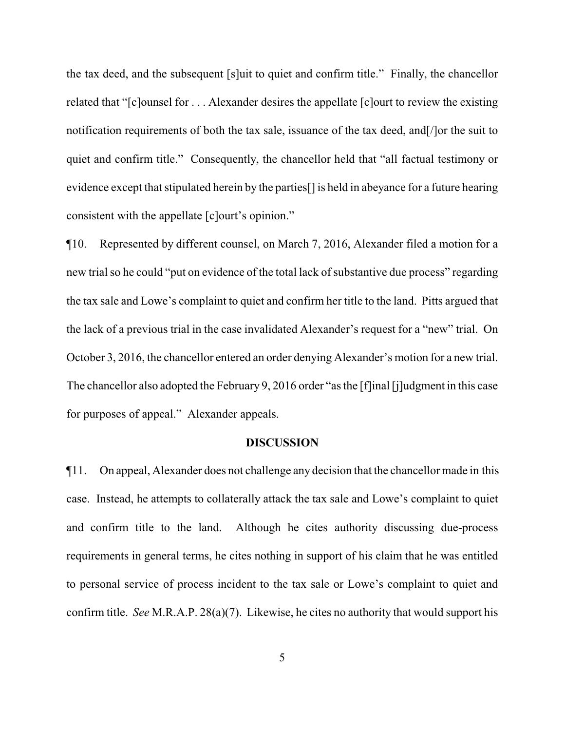the tax deed, and the subsequent [s]uit to quiet and confirm title." Finally, the chancellor related that "[c]ounsel for . . . Alexander desires the appellate [c]ourt to review the existing notification requirements of both the tax sale, issuance of the tax deed, and[/]or the suit to quiet and confirm title." Consequently, the chancellor held that "all factual testimony or evidence except that stipulated herein by the parties[] is held in abeyance for a future hearing consistent with the appellate [c]ourt's opinion."

¶10. Represented by different counsel, on March 7, 2016, Alexander filed a motion for a new trial so he could "put on evidence of the total lack of substantive due process" regarding the tax sale and Lowe's complaint to quiet and confirm her title to the land. Pitts argued that the lack of a previous trial in the case invalidated Alexander's request for a "new" trial. On October 3, 2016, the chancellor entered an order denying Alexander's motion for a new trial. The chancellor also adopted the February 9, 2016 order "as the [f]inal [j]udgment in this case for purposes of appeal." Alexander appeals.

## DISCUSSION

¶11. On appeal, Alexander does not challenge any decision that the chancellor made in this case. Instead, he attempts to collaterally attack the tax sale and Lowe's complaint to quiet and confirm title to the land. Although he cites authority discussing due-process requirements in general terms, he cites nothing in support of his claim that he was entitled to personal service of process incident to the tax sale or Lowe's complaint to quiet and confirm title. *See* M.R.A.P. 28(a)(7). Likewise, he cites no authority that would support his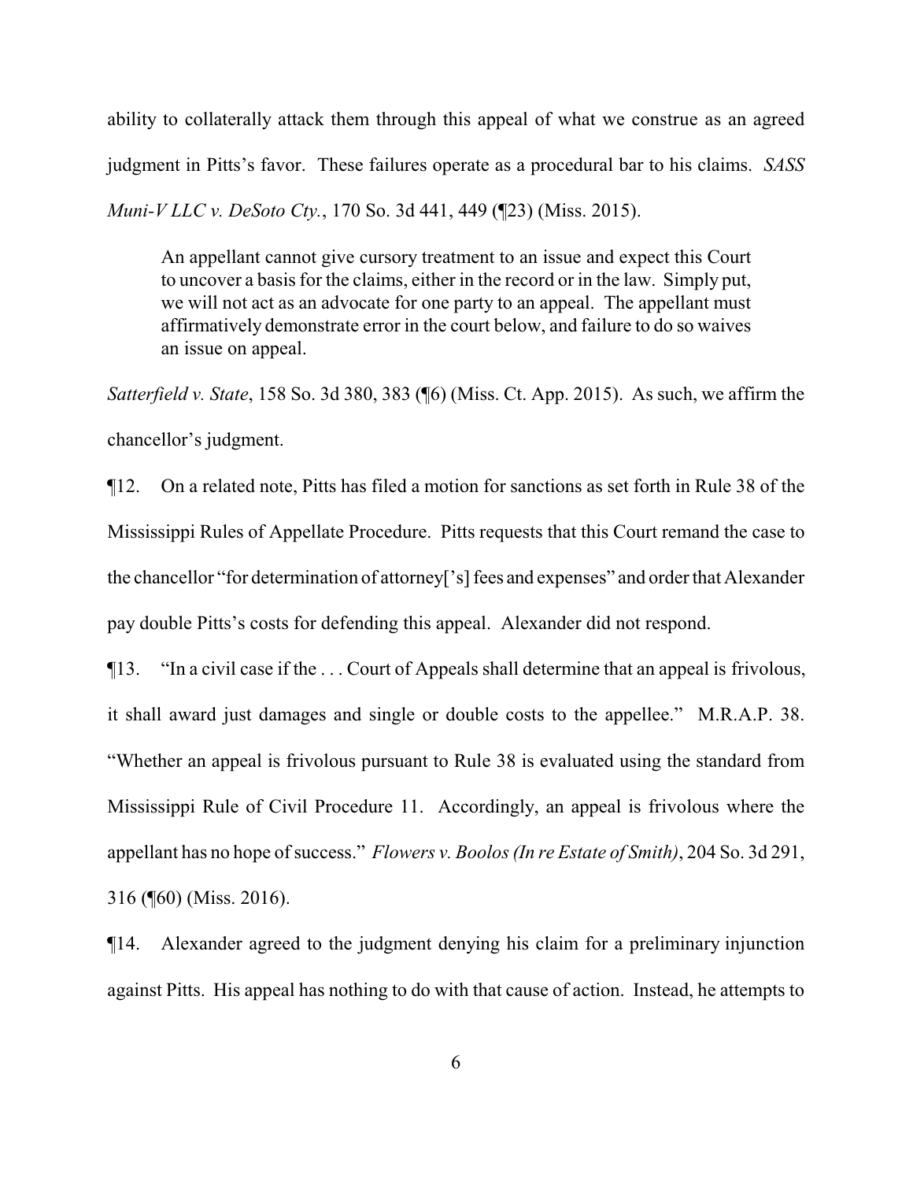ability to collaterally attack them through this appeal of what we construe as an agreed judgment in Pitts's favor. These failures operate as a procedural bar to his claims. *SASS Muni-V LLC v. DeSoto Cty.*, 170 So. 3d 441, 449 (¶23) (Miss. 2015).

> An appellant cannot give cursory treatment to an issue and expect this Court to uncover a basis for the claims, either in the record or in the law. Simply put, we will not act as an advocate for one party to an appeal. The appellant must affirmatively demonstrate error in the court below, and failure to do so waives an issue on appeal.

*Satterfield v. State*, 158 So. 3d 380, 383 (¶6) (Miss. Ct. App. 2015). As such, we affirm the chancellor's judgment.

¶12. On a related note, Pitts has filed a motion for sanctions as set forth in Rule 38 of the Mississippi Rules of Appellate Procedure. Pitts requests that this Court remand the case to the chancellor "for determination of attorney['s] fees and expenses" and order that Alexander pay double Pitts's costs for defending this appeal. Alexander did not respond.

¶13. "In a civil case if the . . . Court of Appeals shall determine that an appeal is frivolous, it shall award just damages and single or double costs to the appellee." M.R.A.P. 38. "Whether an appeal is frivolous pursuant to Rule 38 is evaluated using the standard from Mississippi Rule of Civil Procedure 11. Accordingly, an appeal is frivolous where the appellant has no hope of success." *Flowers v. Boolos (In re Estate of Smith)*, 204 So. 3d 291, 316 (¶60) (Miss. 2016).

¶14. Alexander agreed to the judgment denying his claim for a preliminary injunction against Pitts. His appeal has nothing to do with that cause of action. Instead, he attempts to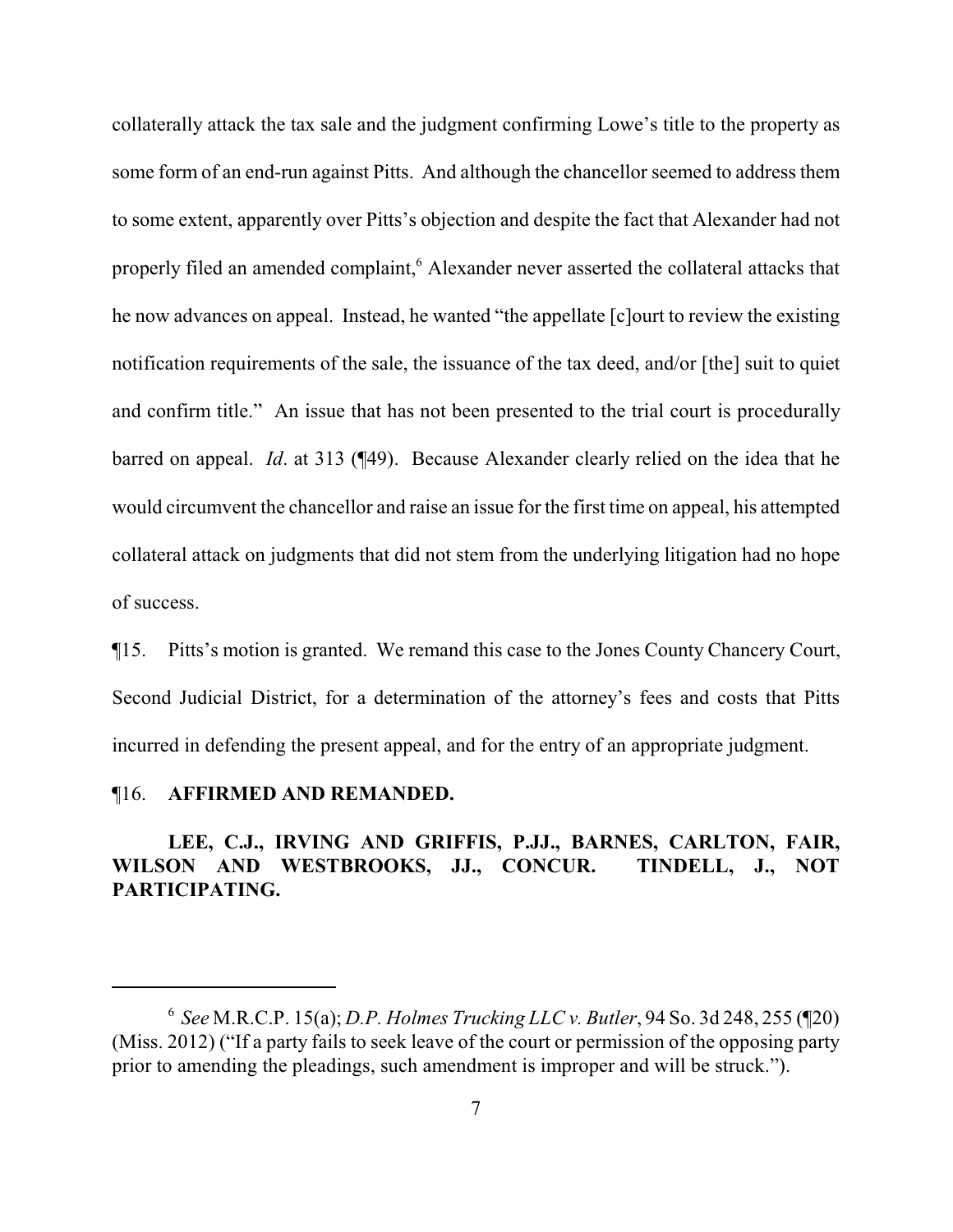collaterally attack the tax sale and the judgment confirming Lowe's title to the property as some form of an end-run against Pitts. And although the chancellor seemed to address them to some extent, apparently over Pitts's objection and despite the fact that Alexander had not properly filed an amended complaint,[6] Alexander never asserted the collateral attacks that he now advances on appeal. Instead, he wanted "the appellate [c]ourt to review the existing notification requirements of the sale, the issuance of the tax deed, and/or [the] suit to quiet and confirm title." An issue that has not been presented to the trial court is procedurally barred on appeal. *Id*. at 313 (¶49). Because Alexander clearly relied on the idea that he would circumvent the chancellor and raise an issue for the first time on appeal, his attempted collateral attack on judgments that did not stem from the underlying litigation had no hope of success.

¶15. Pitts's motion is granted. We remand this case to the Jones County Chancery Court, Second Judicial District, for a determination of the attorney's fees and costs that Pitts incurred in defending the present appeal, and for the entry of an appropriate judgment.

¶16. **AFFIRMED AND REMANDED.**

**LEE, C.J., IRVING AND GRIFFIS, P.JJ., BARNES, CARLTON, FAIR, WILSON AND WESTBROOKS, JJ., CONCUR. TINDELL, J., NOT PARTICIPATING.**

---

[6] *See* M.R.C.P. 15(a); *D.P. Holmes Trucking LLC v. Butler*, 94 So. 3d 248, 255 (¶20) (Miss. 2012) ("If a party fails to seek leave of the court or permission of the opposing party prior to amending the pleadings, such amendment is improper and will be struck.").